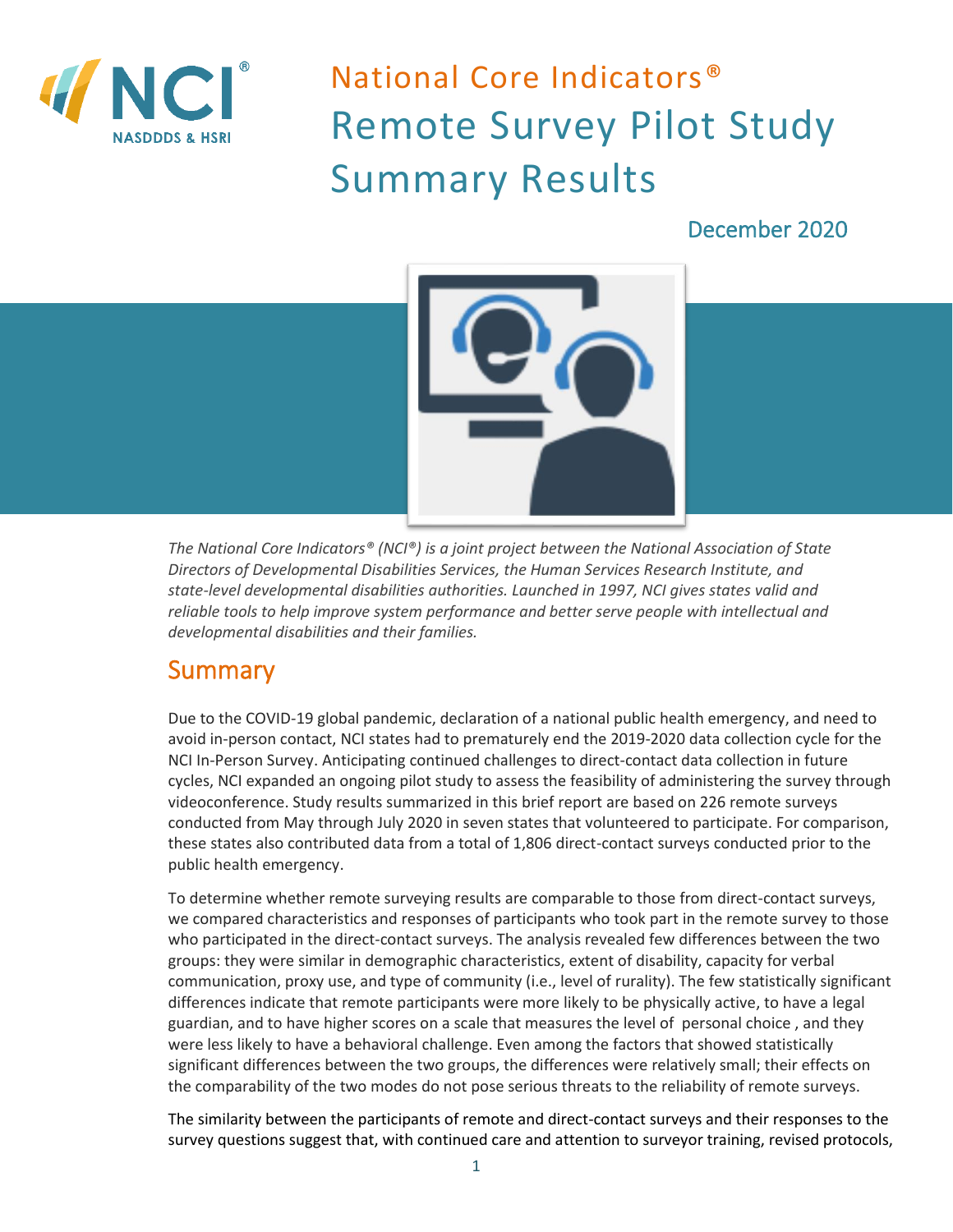# National Core Indicators®
# Remote Survey Pilot Study Summary Results

December 2020

*The National Core Indicators® (NCI®) is a joint project between the National Association of State Directors of Developmental Disabilities Services, the Human Services Research Institute, and state-level developmental disabilities authorities. Launched in 1997, NCI gives states valid and reliable tools to help improve system performance and better serve people with intellectual and developmental disabilities and their families.*

## Summary

Due to the COVID-19 global pandemic, declaration of a national public health emergency, and need to avoid in-person contact, NCI states had to prematurely end the 2019-2020 data collection cycle for the NCI In-Person Survey. Anticipating continued challenges to direct-contact data collection in future cycles, NCI expanded an ongoing pilot study to assess the feasibility of administering the survey through videoconference. Study results summarized in this brief report are based on 226 remote surveys conducted from May through July 2020 in seven states that volunteered to participate. For comparison, these states also contributed data from a total of 1,806 direct-contact surveys conducted prior to the public health emergency.

To determine whether remote surveying results are comparable to those from direct-contact surveys, we compared characteristics and responses of participants who took part in the remote survey to those who participated in the direct-contact surveys. The analysis revealed few differences between the two groups: they were similar in demographic characteristics, extent of disability, capacity for verbal communication, proxy use, and type of community (i.e., level of rurality). The few statistically significant differences indicate that remote participants were more likely to be physically active, to have a legal guardian, and to have higher scores on a scale that measures the level of personal choice , and they were less likely to have a behavioral challenge. Even among the factors that showed statistically significant differences between the two groups, the differences were relatively small; their effects on the comparability of the two modes do not pose serious threats to the reliability of remote surveys.

The similarity between the participants of remote and direct-contact surveys and their responses to the survey questions suggest that, with continued care and attention to surveyor training, revised protocols,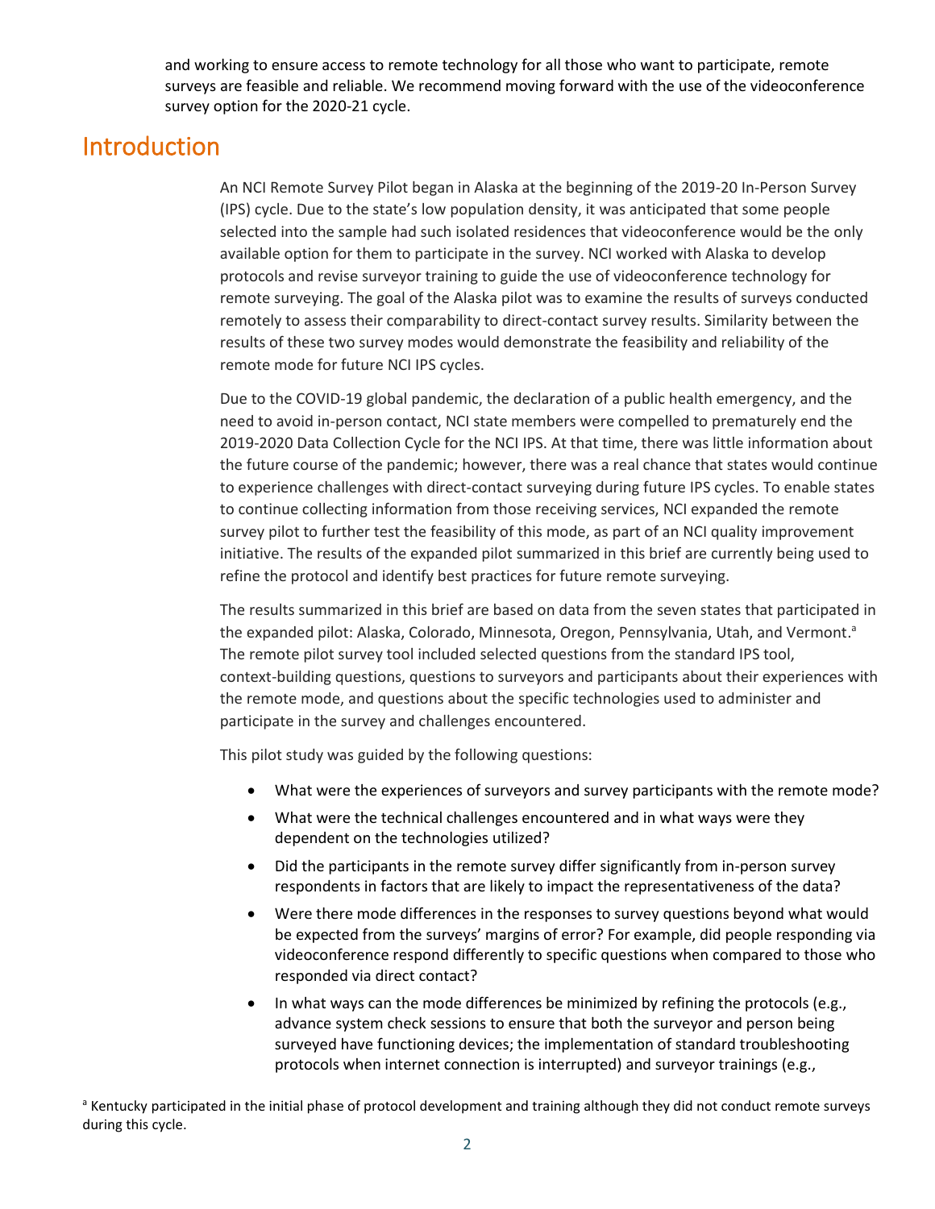and working to ensure access to remote technology for all those who want to participate, remote surveys are feasible and reliable. We recommend moving forward with the use of the videoconference survey option for the 2020-21 cycle.

## Introduction

An NCI Remote Survey Pilot began in Alaska at the beginning of the 2019-20 In-Person Survey (IPS) cycle. Due to the state's low population density, it was anticipated that some people selected into the sample had such isolated residences that videoconference would be the only available option for them to participate in the survey. NCI worked with Alaska to develop protocols and revise surveyor training to guide the use of videoconference technology for remote surveying. The goal of the Alaska pilot was to examine the results of surveys conducted remotely to assess their comparability to direct-contact survey results. Similarity between the results of these two survey modes would demonstrate the feasibility and reliability of the remote mode for future NCI IPS cycles.

Due to the COVID-19 global pandemic, the declaration of a public health emergency, and the need to avoid in-person contact, NCI state members were compelled to prematurely end the 2019-2020 Data Collection Cycle for the NCI IPS. At that time, there was little information about the future course of the pandemic; however, there was a real chance that states would continue to experience challenges with direct-contact surveying during future IPS cycles. To enable states to continue collecting information from those receiving services, NCI expanded the remote survey pilot to further test the feasibility of this mode, as part of an NCI quality improvement initiative. The results of the expanded pilot summarized in this brief are currently being used to refine the protocol and identify best practices for future remote surveying.

The results summarized in this brief are based on data from the seven states that participated in the expanded pilot: Alaska, Colorado, Minnesota, Oregon, Pennsylvania, Utah, and Vermont.[a] The remote pilot survey tool included selected questions from the standard IPS tool, context-building questions, questions to surveyors and participants about their experiences with the remote mode, and questions about the specific technologies used to administer and participate in the survey and challenges encountered.

This pilot study was guided by the following questions:

- What were the experiences of surveyors and survey participants with the remote mode?
- What were the technical challenges encountered and in what ways were they dependent on the technologies utilized?
- Did the participants in the remote survey differ significantly from in-person survey respondents in factors that are likely to impact the representativeness of the data?
- Were there mode differences in the responses to survey questions beyond what would be expected from the surveys' margins of error? For example, did people responding via videoconference respond differently to specific questions when compared to those who responded via direct contact?
- In what ways can the mode differences be minimized by refining the protocols (e.g., advance system check sessions to ensure that both the surveyor and person being surveyed have functioning devices; the implementation of standard troubleshooting protocols when internet connection is interrupted) and surveyor trainings (e.g.,

[a] Kentucky participated in the initial phase of protocol development and training although they did not conduct remote surveys during this cycle.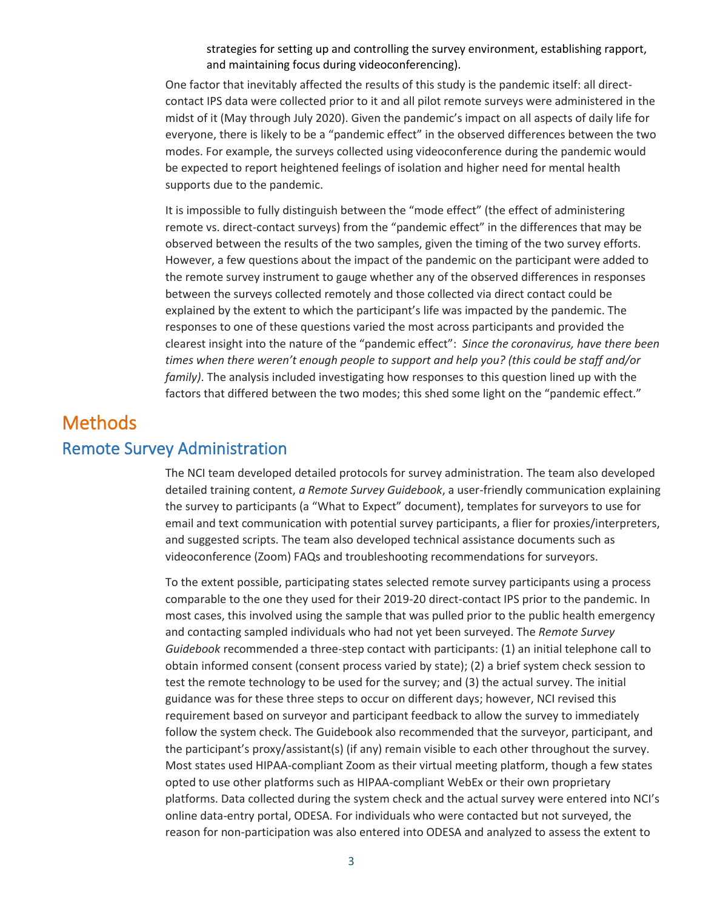strategies for setting up and controlling the survey environment, establishing rapport, and maintaining focus during videoconferencing).

One factor that inevitably affected the results of this study is the pandemic itself: all direct-contact IPS data were collected prior to it and all pilot remote surveys were administered in the midst of it (May through July 2020). Given the pandemic's impact on all aspects of daily life for everyone, there is likely to be a "pandemic effect" in the observed differences between the two modes. For example, the surveys collected using videoconference during the pandemic would be expected to report heightened feelings of isolation and higher need for mental health supports due to the pandemic.

It is impossible to fully distinguish between the "mode effect" (the effect of administering remote vs. direct-contact surveys) from the "pandemic effect" in the differences that may be observed between the results of the two samples, given the timing of the two survey efforts. However, a few questions about the impact of the pandemic on the participant were added to the remote survey instrument to gauge whether any of the observed differences in responses between the surveys collected remotely and those collected via direct contact could be explained by the extent to which the participant's life was impacted by the pandemic. The responses to one of these questions varied the most across participants and provided the clearest insight into the nature of the "pandemic effect": *Since the coronavirus, have there been times when there weren't enough people to support and help you? (this could be staff and/or family)*. The analysis included investigating how responses to this question lined up with the factors that differed between the two modes; this shed some light on the "pandemic effect."

# Methods

## Remote Survey Administration

The NCI team developed detailed protocols for survey administration. The team also developed detailed training content, *a Remote Survey Guidebook*, a user-friendly communication explaining the survey to participants (a "What to Expect" document), templates for surveyors to use for email and text communication with potential survey participants, a flier for proxies/interpreters, and suggested scripts. The team also developed technical assistance documents such as videoconference (Zoom) FAQs and troubleshooting recommendations for surveyors.

To the extent possible, participating states selected remote survey participants using a process comparable to the one they used for their 2019-20 direct-contact IPS prior to the pandemic. In most cases, this involved using the sample that was pulled prior to the public health emergency and contacting sampled individuals who had not yet been surveyed. The *Remote Survey Guidebook* recommended a three-step contact with participants: (1) an initial telephone call to obtain informed consent (consent process varied by state); (2) a brief system check session to test the remote technology to be used for the survey; and (3) the actual survey. The initial guidance was for these three steps to occur on different days; however, NCI revised this requirement based on surveyor and participant feedback to allow the survey to immediately follow the system check. The Guidebook also recommended that the surveyor, participant, and the participant's proxy/assistant(s) (if any) remain visible to each other throughout the survey. Most states used HIPAA-compliant Zoom as their virtual meeting platform, though a few states opted to use other platforms such as HIPAA-compliant WebEx or their own proprietary platforms. Data collected during the system check and the actual survey were entered into NCI's online data-entry portal, ODESA. For individuals who were contacted but not surveyed, the reason for non-participation was also entered into ODESA and analyzed to assess the extent to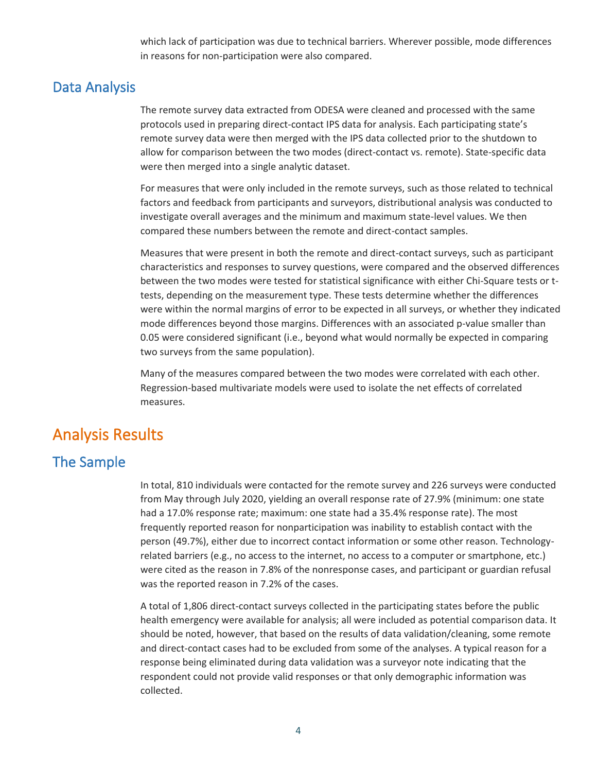which lack of participation was due to technical barriers. Wherever possible, mode differences in reasons for non-participation were also compared.

## Data Analysis

The remote survey data extracted from ODESA were cleaned and processed with the same protocols used in preparing direct-contact IPS data for analysis. Each participating state's remote survey data were then merged with the IPS data collected prior to the shutdown to allow for comparison between the two modes (direct-contact vs. remote). State-specific data were then merged into a single analytic dataset.

For measures that were only included in the remote surveys, such as those related to technical factors and feedback from participants and surveyors, distributional analysis was conducted to investigate overall averages and the minimum and maximum state-level values. We then compared these numbers between the remote and direct-contact samples.

Measures that were present in both the remote and direct-contact surveys, such as participant characteristics and responses to survey questions, were compared and the observed differences between the two modes were tested for statistical significance with either Chi-Square tests or t-tests, depending on the measurement type. These tests determine whether the differences were within the normal margins of error to be expected in all surveys, or whether they indicated mode differences beyond those margins. Differences with an associated p-value smaller than 0.05 were considered significant (i.e., beyond what would normally be expected in comparing two surveys from the same population).

Many of the measures compared between the two modes were correlated with each other. Regression-based multivariate models were used to isolate the net effects of correlated measures.

# Analysis Results

## The Sample

In total, 810 individuals were contacted for the remote survey and 226 surveys were conducted from May through July 2020, yielding an overall response rate of 27.9% (minimum: one state had a 17.0% response rate; maximum: one state had a 35.4% response rate). The most frequently reported reason for nonparticipation was inability to establish contact with the person (49.7%), either due to incorrect contact information or some other reason. Technology-related barriers (e.g., no access to the internet, no access to a computer or smartphone, etc.) were cited as the reason in 7.8% of the nonresponse cases, and participant or guardian refusal was the reported reason in 7.2% of the cases.

A total of 1,806 direct-contact surveys collected in the participating states before the public health emergency were available for analysis; all were included as potential comparison data. It should be noted, however, that based on the results of data validation/cleaning, some remote and direct-contact cases had to be excluded from some of the analyses. A typical reason for a response being eliminated during data validation was a surveyor note indicating that the respondent could not provide valid responses or that only demographic information was collected.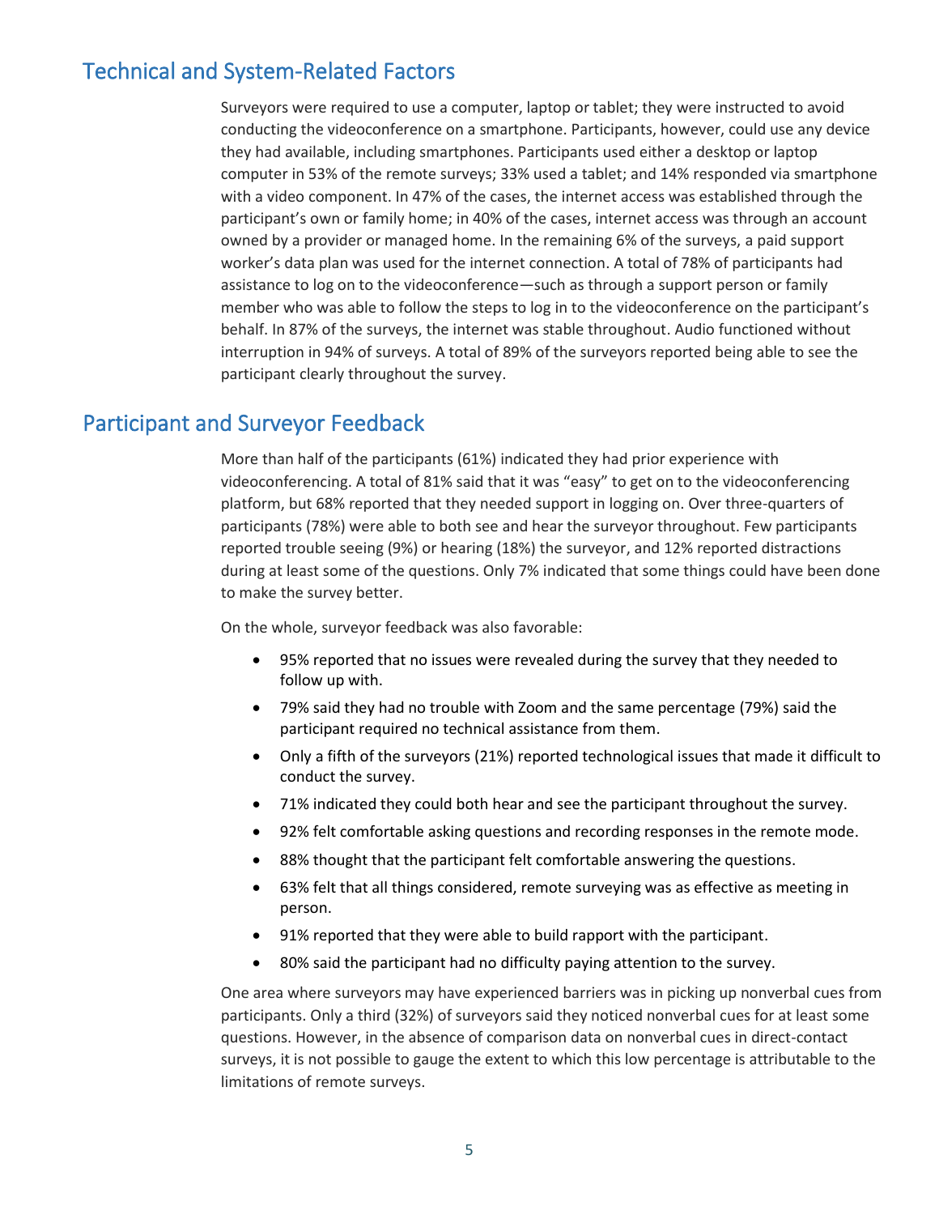## Technical and System-Related Factors

Surveyors were required to use a computer, laptop or tablet; they were instructed to avoid conducting the videoconference on a smartphone. Participants, however, could use any device they had available, including smartphones. Participants used either a desktop or laptop computer in 53% of the remote surveys; 33% used a tablet; and 14% responded via smartphone with a video component. In 47% of the cases, the internet access was established through the participant's own or family home; in 40% of the cases, internet access was through an account owned by a provider or managed home. In the remaining 6% of the surveys, a paid support worker's data plan was used for the internet connection. A total of 78% of participants had assistance to log on to the videoconference—such as through a support person or family member who was able to follow the steps to log in to the videoconference on the participant's behalf. In 87% of the surveys, the internet was stable throughout. Audio functioned without interruption in 94% of surveys. A total of 89% of the surveyors reported being able to see the participant clearly throughout the survey.

## Participant and Surveyor Feedback

More than half of the participants (61%) indicated they had prior experience with videoconferencing. A total of 81% said that it was "easy" to get on to the videoconferencing platform, but 68% reported that they needed support in logging on. Over three-quarters of participants (78%) were able to both see and hear the surveyor throughout. Few participants reported trouble seeing (9%) or hearing (18%) the surveyor, and 12% reported distractions during at least some of the questions. Only 7% indicated that some things could have been done to make the survey better.

On the whole, surveyor feedback was also favorable:

- 95% reported that no issues were revealed during the survey that they needed to follow up with.
- 79% said they had no trouble with Zoom and the same percentage (79%) said the participant required no technical assistance from them.
- Only a fifth of the surveyors (21%) reported technological issues that made it difficult to conduct the survey.
- 71% indicated they could both hear and see the participant throughout the survey.
- 92% felt comfortable asking questions and recording responses in the remote mode.
- 88% thought that the participant felt comfortable answering the questions.
- 63% felt that all things considered, remote surveying was as effective as meeting in person.
- 91% reported that they were able to build rapport with the participant.
- 80% said the participant had no difficulty paying attention to the survey.

One area where surveyors may have experienced barriers was in picking up nonverbal cues from participants. Only a third (32%) of surveyors said they noticed nonverbal cues for at least some questions. However, in the absence of comparison data on nonverbal cues in direct-contact surveys, it is not possible to gauge the extent to which this low percentage is attributable to the limitations of remote surveys.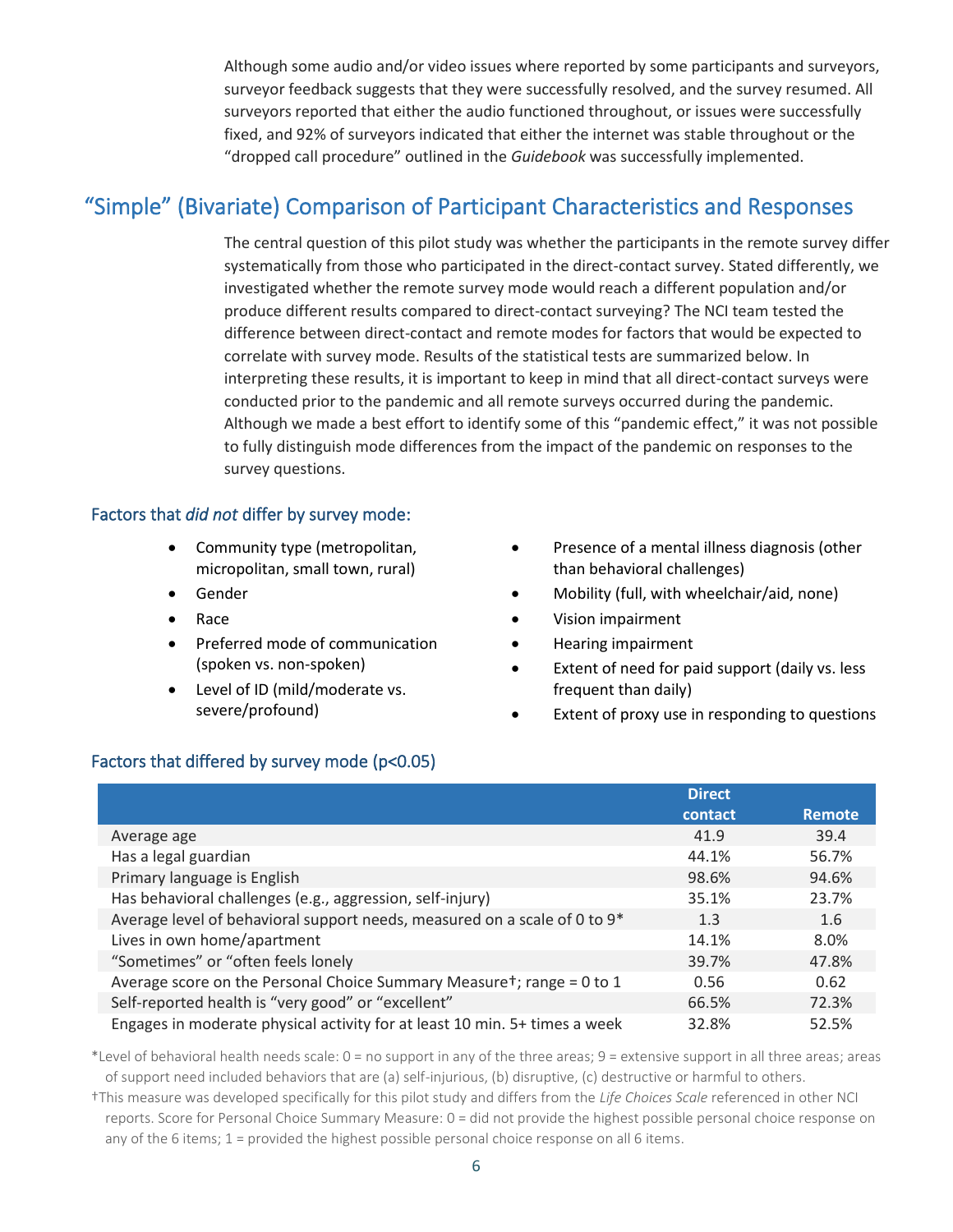Although some audio and/or video issues where reported by some participants and surveyors, surveyor feedback suggests that they were successfully resolved, and the survey resumed. All surveyors reported that either the audio functioned throughout, or issues were successfully fixed, and 92% of surveyors indicated that either the internet was stable throughout or the "dropped call procedure" outlined in the *Guidebook* was successfully implemented.

## "Simple" (Bivariate) Comparison of Participant Characteristics and Responses

The central question of this pilot study was whether the participants in the remote survey differ systematically from those who participated in the direct-contact survey. Stated differently, we investigated whether the remote survey mode would reach a different population and/or produce different results compared to direct-contact surveying? The NCI team tested the difference between direct-contact and remote modes for factors that would be expected to correlate with survey mode. Results of the statistical tests are summarized below. In interpreting these results, it is important to keep in mind that all direct-contact surveys were conducted prior to the pandemic and all remote surveys occurred during the pandemic. Although we made a best effort to identify some of this "pandemic effect," it was not possible to fully distinguish mode differences from the impact of the pandemic on responses to the survey questions.

### Factors that *did not* differ by survey mode:

- Community type (metropolitan, micropolitan, small town, rural)
- Gender
- Race
- Preferred mode of communication (spoken vs. non-spoken)
- Level of ID (mild/moderate vs. severe/profound)
- Presence of a mental illness diagnosis (other than behavioral challenges)
- Mobility (full, with wheelchair/aid, none)
- Vision impairment
- Hearing impairment
- Extent of need for paid support (daily vs. less frequent than daily)
- Extent of proxy use in responding to questions

### Factors that differed by survey mode ($p<0.05$)

| | Direct contact | Remote |
|---|---|---|
| Average age | 41.9 | 39.4 |
| Has a legal guardian | 44.1% | 56.7% |
| Primary language is English | 98.6% | 94.6% |
| Has behavioral challenges (e.g., aggression, self-injury) | 35.1% | 23.7% |
| Average level of behavioral support needs, measured on a scale of 0 to 9* | 1.3 | 1.6 |
| Lives in own home/apartment | 14.1% | 8.0% |
| "Sometimes" or "often feels lonely | 39.7% | 47.8% |
| Average score on the Personal Choice Summary Measure†; range = 0 to 1 | 0.56 | 0.62 |
| Self-reported health is "very good" or "excellent" | 66.5% | 72.3% |
| Engages in moderate physical activity for at least 10 min. 5+ times a week | 32.8% | 52.5% |

*Level of behavioral health needs scale: 0 = no support in any of the three areas; 9 = extensive support in all three areas; areas of support need included behaviors that are (a) self-injurious, (b) disruptive, (c) destructive or harmful to others.

†This measure was developed specifically for this pilot study and differs from the *Life Choices Scale* referenced in other NCI reports. Score for Personal Choice Summary Measure: 0 = did not provide the highest possible personal choice response on any of the 6 items; 1 = provided the highest possible personal choice response on all 6 items.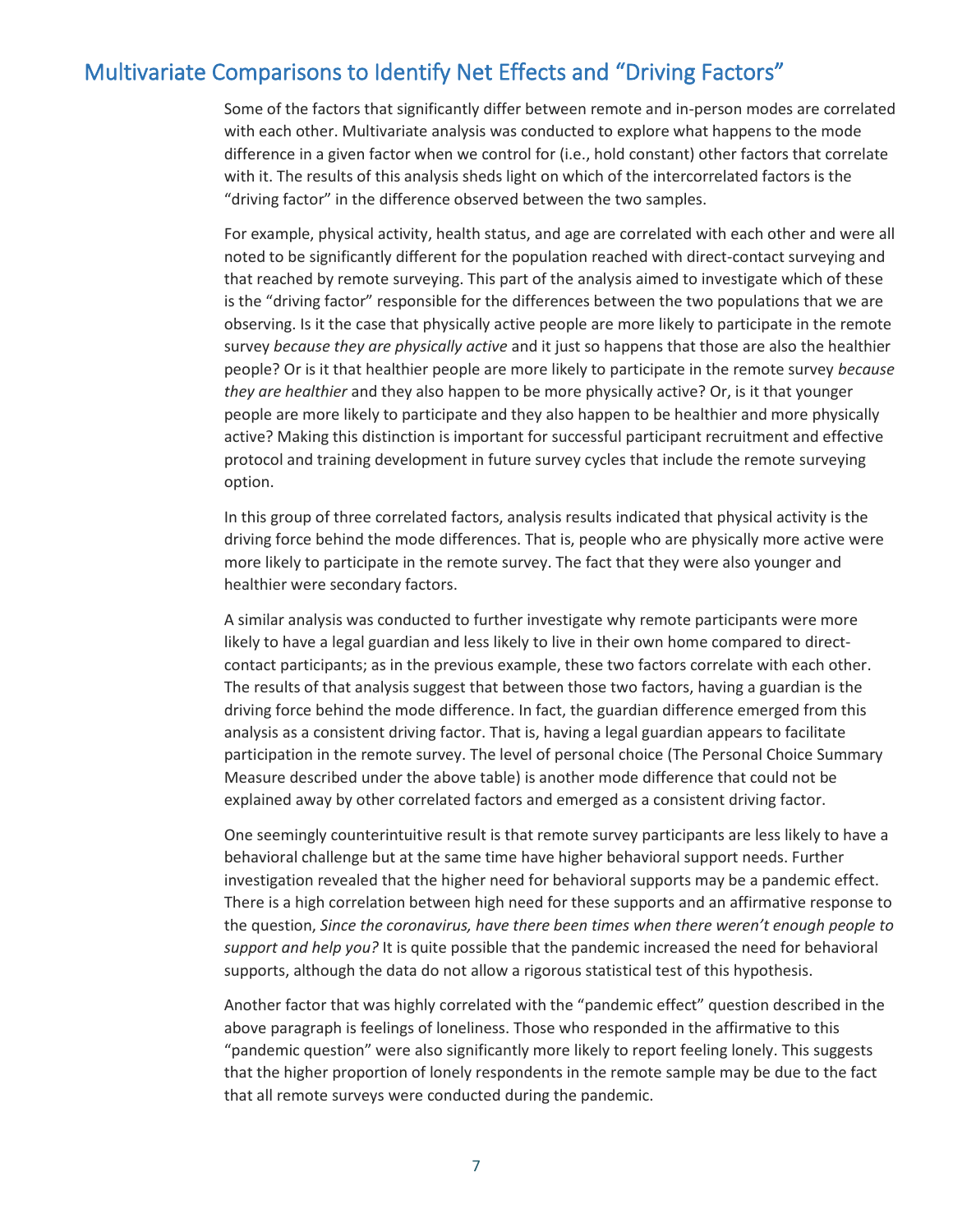## Multivariate Comparisons to Identify Net Effects and "Driving Factors"

Some of the factors that significantly differ between remote and in-person modes are correlated with each other. Multivariate analysis was conducted to explore what happens to the mode difference in a given factor when we control for (i.e., hold constant) other factors that correlate with it. The results of this analysis sheds light on which of the intercorrelated factors is the "driving factor" in the difference observed between the two samples.

For example, physical activity, health status, and age are correlated with each other and were all noted to be significantly different for the population reached with direct-contact surveying and that reached by remote surveying. This part of the analysis aimed to investigate which of these is the "driving factor" responsible for the differences between the two populations that we are observing. Is it the case that physically active people are more likely to participate in the remote survey *because they are physically active* and it just so happens that those are also the healthier people? Or is it that healthier people are more likely to participate in the remote survey *because they are healthier* and they also happen to be more physically active? Or, is it that younger people are more likely to participate and they also happen to be healthier and more physically active? Making this distinction is important for successful participant recruitment and effective protocol and training development in future survey cycles that include the remote surveying option.

In this group of three correlated factors, analysis results indicated that physical activity is the driving force behind the mode differences. That is, people who are physically more active were more likely to participate in the remote survey. The fact that they were also younger and healthier were secondary factors.

A similar analysis was conducted to further investigate why remote participants were more likely to have a legal guardian and less likely to live in their own home compared to direct-contact participants; as in the previous example, these two factors correlate with each other. The results of that analysis suggest that between those two factors, having a guardian is the driving force behind the mode difference. In fact, the guardian difference emerged from this analysis as a consistent driving factor. That is, having a legal guardian appears to facilitate participation in the remote survey. The level of personal choice (The Personal Choice Summary Measure described under the above table) is another mode difference that could not be explained away by other correlated factors and emerged as a consistent driving factor.

One seemingly counterintuitive result is that remote survey participants are less likely to have a behavioral challenge but at the same time have higher behavioral support needs. Further investigation revealed that the higher need for behavioral supports may be a pandemic effect. There is a high correlation between high need for these supports and an affirmative response to the question, *Since the coronavirus, have there been times when there weren't enough people to support and help you?* It is quite possible that the pandemic increased the need for behavioral supports, although the data do not allow a rigorous statistical test of this hypothesis.

Another factor that was highly correlated with the "pandemic effect" question described in the above paragraph is feelings of loneliness. Those who responded in the affirmative to this "pandemic question" were also significantly more likely to report feeling lonely. This suggests that the higher proportion of lonely respondents in the remote sample may be due to the fact that all remote surveys were conducted during the pandemic.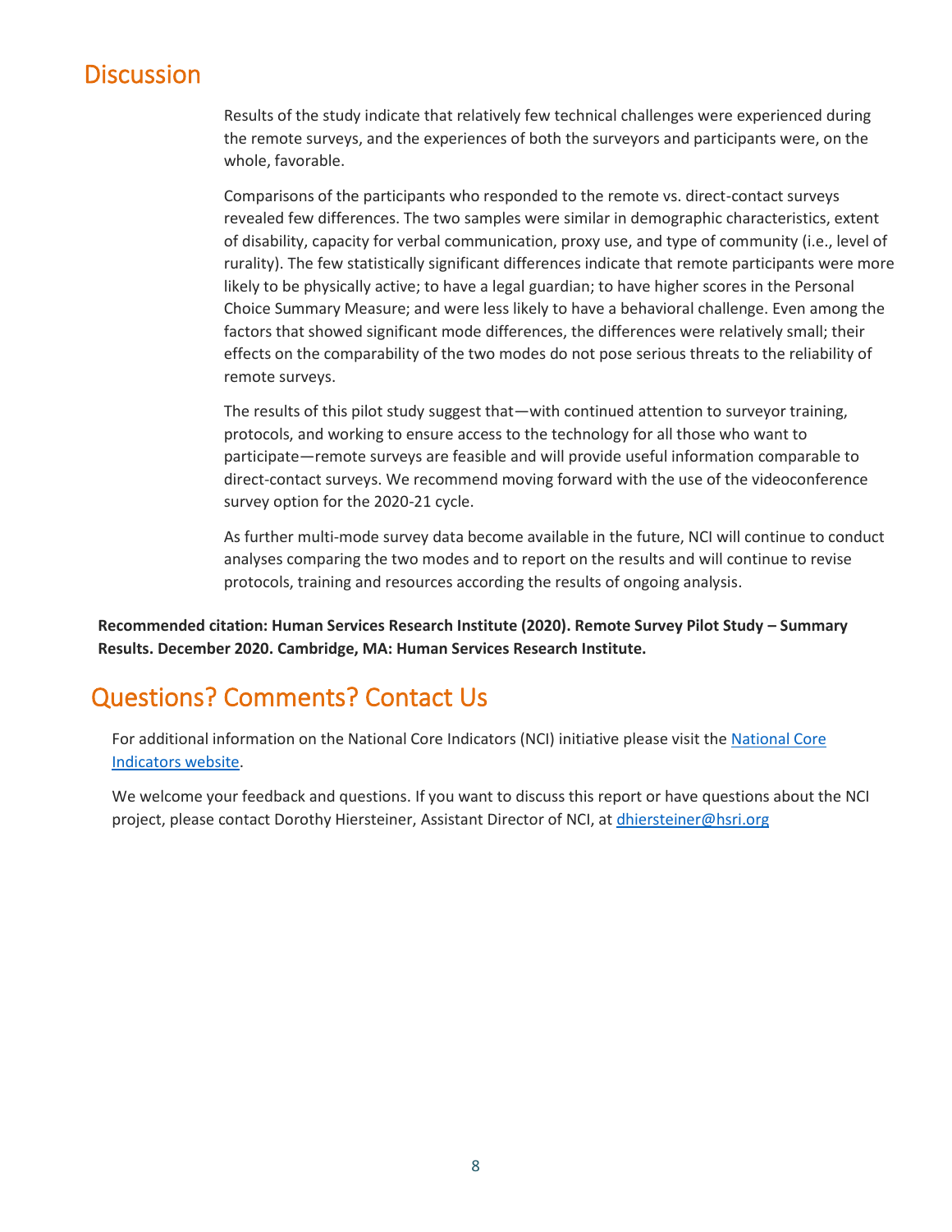## Discussion

Results of the study indicate that relatively few technical challenges were experienced during the remote surveys, and the experiences of both the surveyors and participants were, on the whole, favorable.

Comparisons of the participants who responded to the remote vs. direct-contact surveys revealed few differences. The two samples were similar in demographic characteristics, extent of disability, capacity for verbal communication, proxy use, and type of community (i.e., level of rurality). The few statistically significant differences indicate that remote participants were more likely to be physically active; to have a legal guardian; to have higher scores in the Personal Choice Summary Measure; and were less likely to have a behavioral challenge. Even among the factors that showed significant mode differences, the differences were relatively small; their effects on the comparability of the two modes do not pose serious threats to the reliability of remote surveys.

The results of this pilot study suggest that—with continued attention to surveyor training, protocols, and working to ensure access to the technology for all those who want to participate—remote surveys are feasible and will provide useful information comparable to direct-contact surveys. We recommend moving forward with the use of the videoconference survey option for the 2020-21 cycle.

As further multi-mode survey data become available in the future, NCI will continue to conduct analyses comparing the two modes and to report on the results and will continue to revise protocols, training and resources according the results of ongoing analysis.

**Recommended citation: Human Services Research Institute (2020). Remote Survey Pilot Study – Summary Results. December 2020. Cambridge, MA: Human Services Research Institute.**

## Questions? Comments? Contact Us

For additional information on the National Core Indicators (NCI) initiative please visit the [National Core Indicators website](#).

We welcome your feedback and questions. If you want to discuss this report or have questions about the NCI project, please contact Dorothy Hiersteiner, Assistant Director of NCI, at dhiersteiner@hsri.org